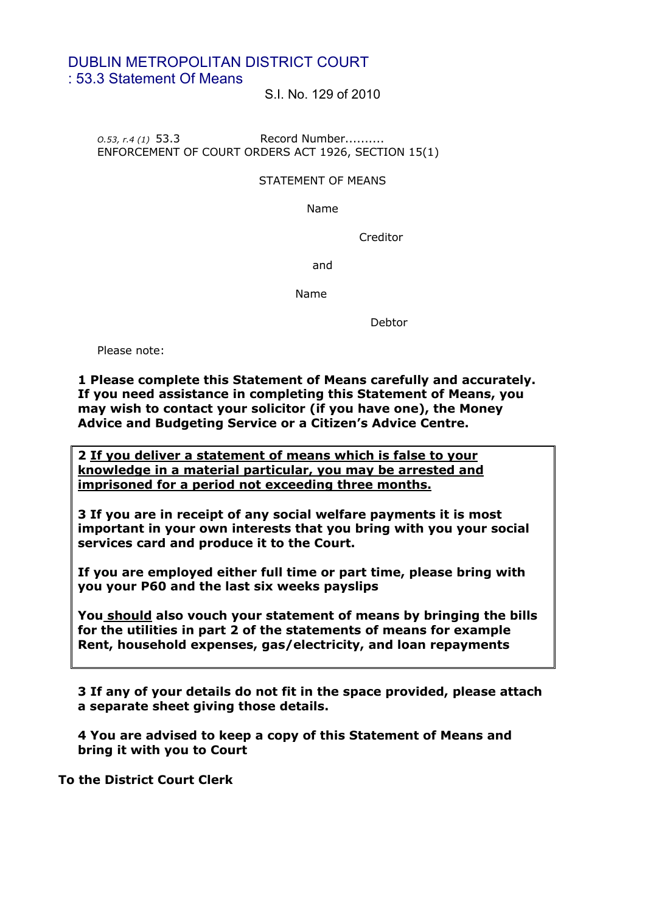# DUBLIN METROPOLITAN DISTRICT COURT
## : 53.3 Statement Of Means

S.I. No. 129 of 2010

*O.53, r.4 (1)* 53.3 Record Number..........

ENFORCEMENT OF COURT ORDERS ACT 1926, SECTION 15(1)

STATEMENT OF MEANS

Name

Creditor

and

Name

Debtor

Please note:

**1 Please complete this Statement of Means carefully and accurately. If you need assistance in completing this Statement of Means, you may wish to contact your solicitor (if you have one), the Money Advice and Budgeting Service or a Citizen's Advice Centre.**

**2 <u>If you deliver a statement of means which is false to your knowledge in a material particular, you may be arrested and imprisoned for a period not exceeding three months.</u>**

**3 If you are in receipt of any social welfare payments it is most important in your own interests that you bring with you your social services card and produce it to the Court.**

**If you are employed either full time or part time, please bring with you your P60 and the last six weeks payslips**

**You <u>should</u> also vouch your statement of means by bringing the bills for the utilities in part 2 of the statements of means for example Rent, household expenses, gas/electricity, and loan repayments**

**3 If any of your details do not fit in the space provided, please attach a separate sheet giving those details.**

**4 You are advised to keep a copy of this Statement of Means and bring it with you to Court**

**To the District Court Clerk**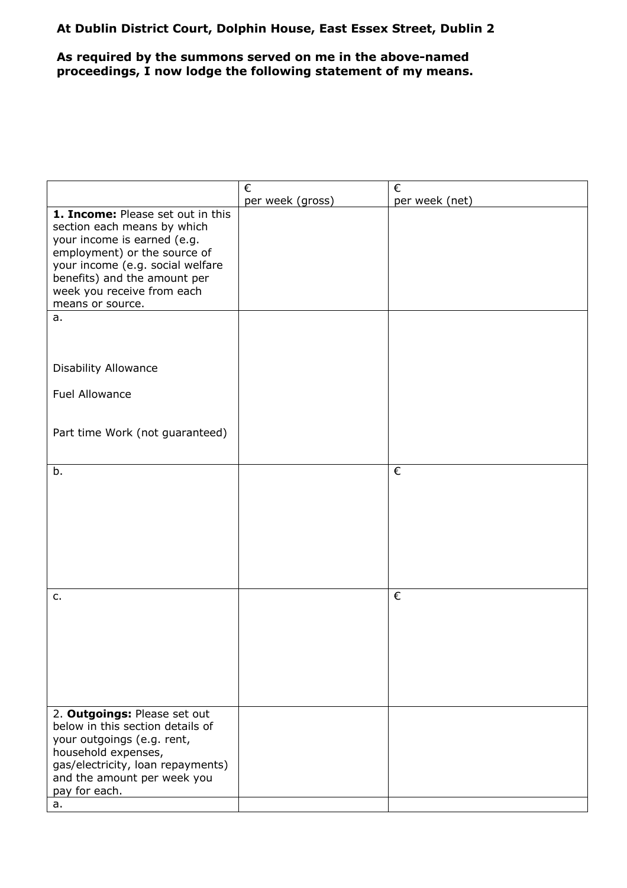**At Dublin District Court, Dolphin House, East Essex Street, Dublin 2**

**As required by the summons served on me in the above-named proceedings, I now lodge the following statement of my means.**

| | € per week (gross) | € per week (net) |
|---|---|---|
| **1. Income:** Please set out in this section each means by which your income is earned (e.g. employment) or the source of your income (e.g. social welfare benefits) and the amount per week you receive from each means or source. | | |
| a. Disability Allowance<br>Fuel Allowance<br>Part time Work (not guaranteed) | | |
| b. | | € |
| c. | | € |
| 2. **Outgoings:** Please set out below in this section details of your outgoings (e.g. rent, household expenses, gas/electricity, loan repayments) and the amount per week you pay for each. | | |
| a. | | |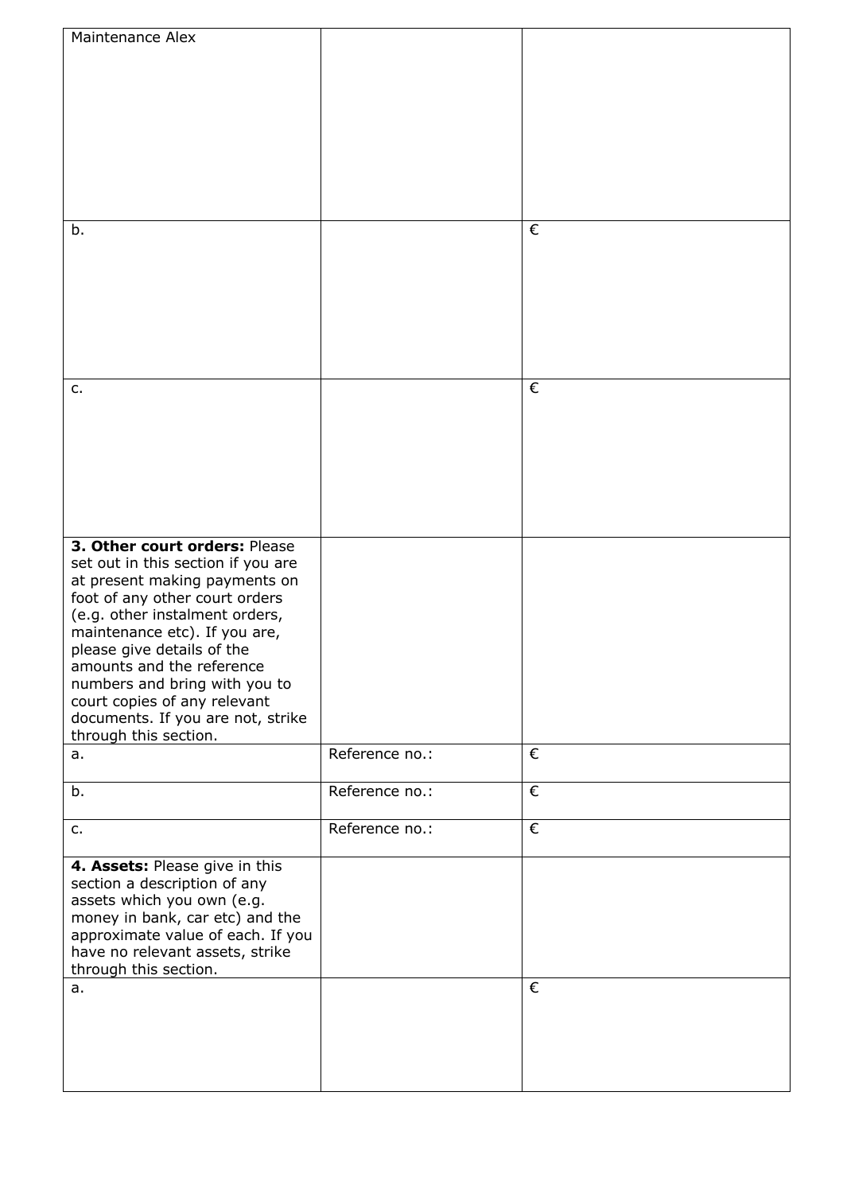| | | |
|---|---|---|
| Maintenance Alex | | |
| b. | | € |
| c. | | € |
| **3. Other court orders:** Please set out in this section if you are at present making payments on foot of any other court orders (e.g. other instalment orders, maintenance etc). If you are, please give details of the amounts and the reference numbers and bring with you to court copies of any relevant documents. If you are not, strike through this section. | | |
| a. | Reference no.: | € |
| b. | Reference no.: | € |
| c. | Reference no.: | € |
| **4. Assets:** Please give in this section a description of any assets which you own (e.g. money in bank, car etc) and the approximate value of each. If you have no relevant assets, strike through this section. | | |
| a. | | € |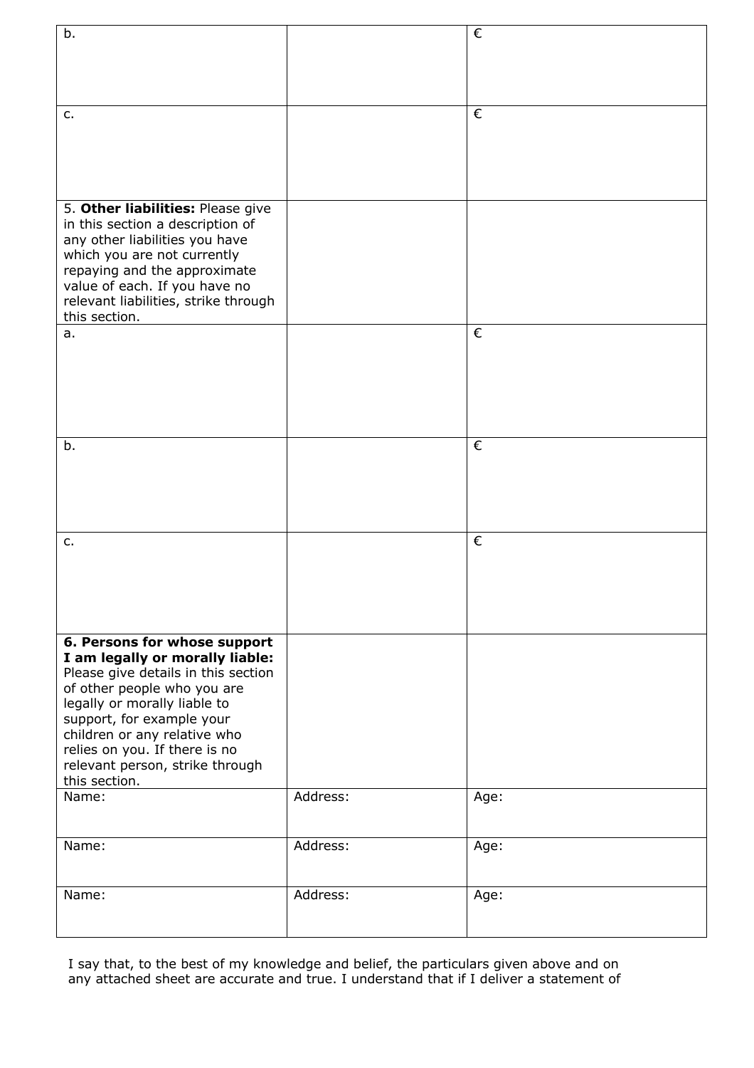| | | |
|---|---|---|
| b. | | € |
| c. | | € |
| 5. **Other liabilities:** Please give in this section a description of any other liabilities you have which you are not currently repaying and the approximate value of each. If you have no relevant liabilities, strike through this section. | | |
| a. | | € |
| b. | | € |
| c. | | € |
| **6. Persons for whose support I am legally or morally liable:** Please give details in this section of other people who you are legally or morally liable to support, for example your children or any relative who relies on you. If there is no relevant person, strike through this section. | | |
| Name: | Address: | Age: |
| Name: | Address: | Age: |
| Name: | Address: | Age: |

I say that, to the best of my knowledge and belief, the particulars given above and on any attached sheet are accurate and true. I understand that if I deliver a statement of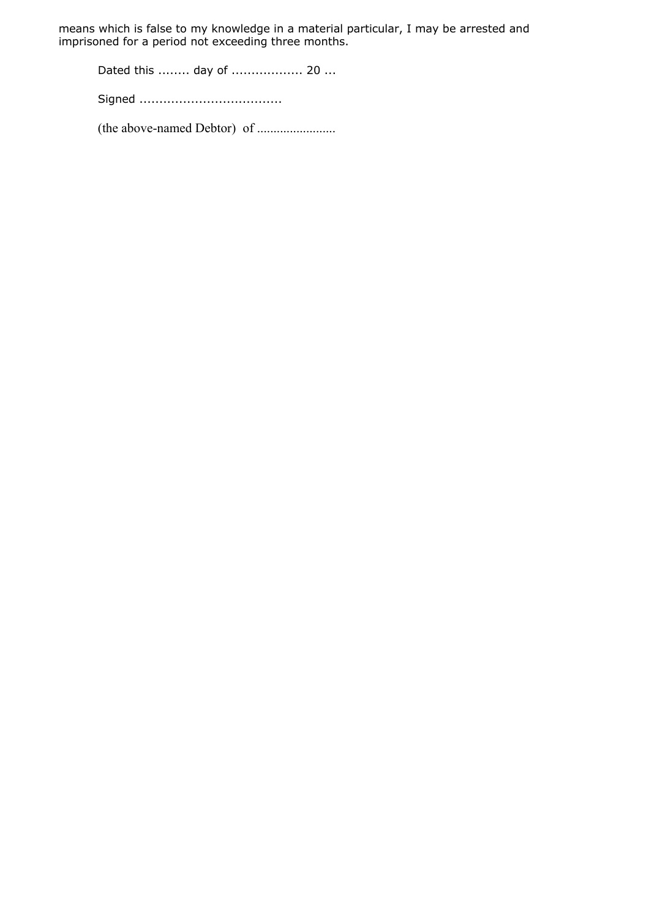means which is false to my knowledge in a material particular, I may be arrested and imprisoned for a period not exceeding three months.

Dated this ........ day of ................. 20 ...

Signed ...................................

(the above-named Debtor) of ........................